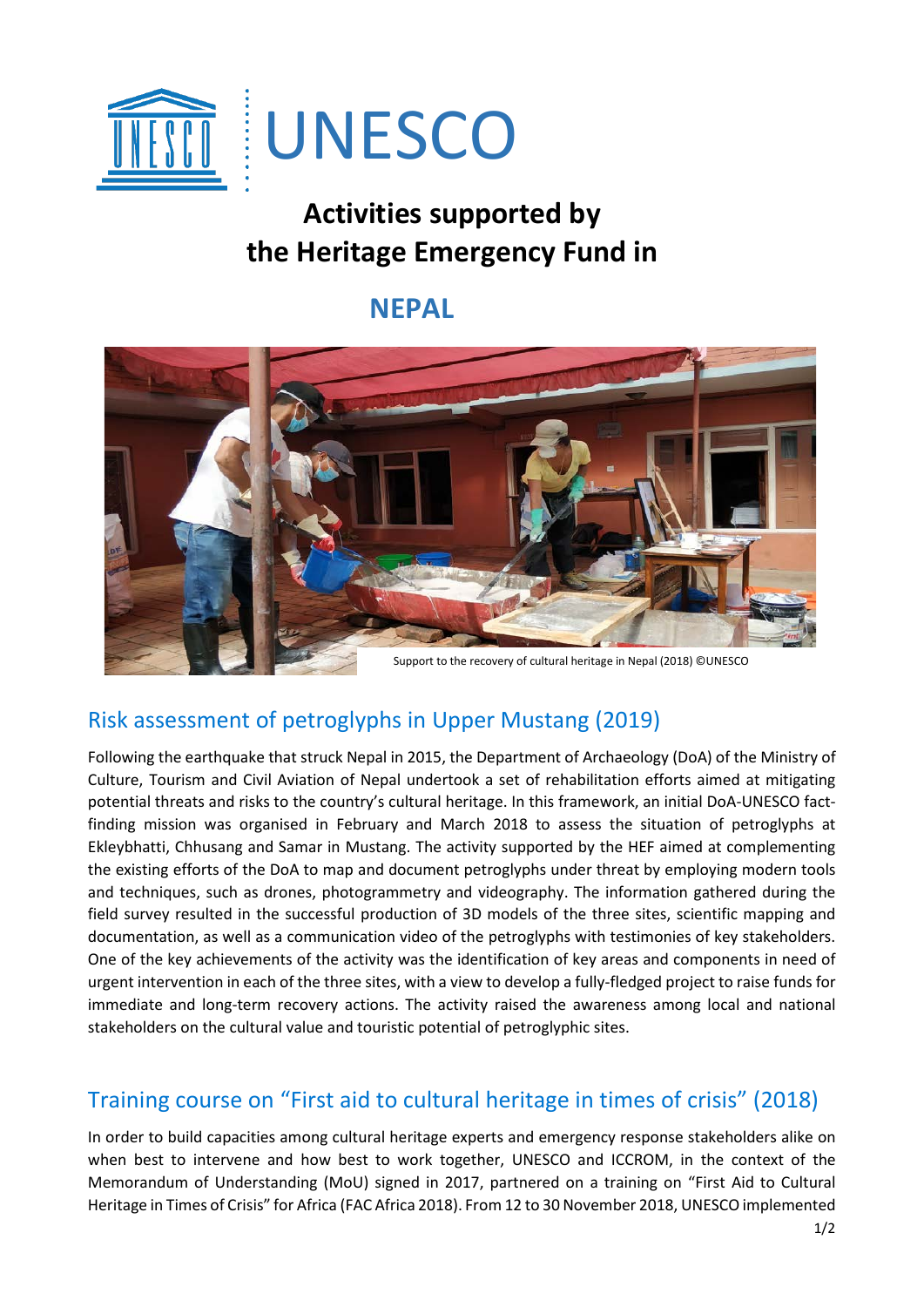# UNESCO

# Activities supported by the Heritage Emergency Fund in

## NEPAL

Support to the recovery of cultural heritage in Nepal (2018) ©UNESCO

## Risk assessment of petroglyphs in Upper Mustang (2019)

Following the earthquake that struck Nepal in 2015, the Department of Archaeology (DoA) of the Ministry of Culture, Tourism and Civil Aviation of Nepal undertook a set of rehabilitation efforts aimed at mitigating potential threats and risks to the country's cultural heritage. In this framework, an initial DoA-UNESCO fact-finding mission was organised in February and March 2018 to assess the situation of petroglyphs at Ekleybhatti, Chhusang and Samar in Mustang. The activity supported by the HEF aimed at complementing the existing efforts of the DoA to map and document petroglyphs under threat by employing modern tools and techniques, such as drones, photogrammetry and videography. The information gathered during the field survey resulted in the successful production of 3D models of the three sites, scientific mapping and documentation, as well as a communication video of the petroglyphs with testimonies of key stakeholders. One of the key achievements of the activity was the identification of key areas and components in need of urgent intervention in each of the three sites, with a view to develop a fully-fledged project to raise funds for immediate and long-term recovery actions. The activity raised the awareness among local and national stakeholders on the cultural value and touristic potential of petroglyphic sites.

## Training course on "First aid to cultural heritage in times of crisis" (2018)

In order to build capacities among cultural heritage experts and emergency response stakeholders alike on when best to intervene and how best to work together, UNESCO and ICCROM, in the context of the Memorandum of Understanding (MoU) signed in 2017, partnered on a training on "First Aid to Cultural Heritage in Times of Crisis" for Africa (FAC Africa 2018). From 12 to 30 November 2018, UNESCO implemented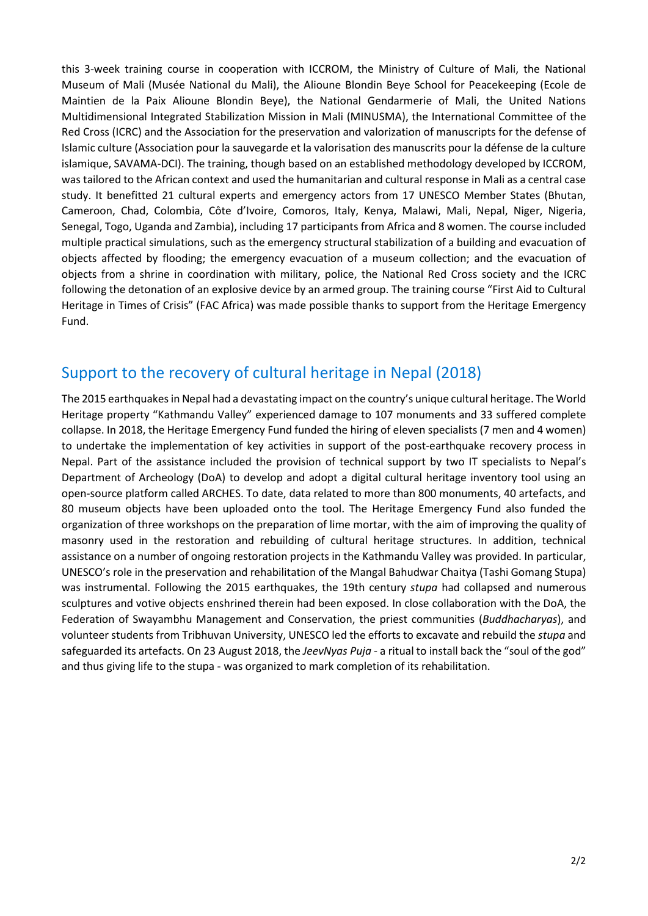this 3-week training course in cooperation with ICCROM, the Ministry of Culture of Mali, the National Museum of Mali (Musée National du Mali), the Alioune Blondin Beye School for Peacekeeping (Ecole de Maintien de la Paix Alioune Blondin Beye), the National Gendarmerie of Mali, the United Nations Multidimensional Integrated Stabilization Mission in Mali (MINUSMA), the International Committee of the Red Cross (ICRC) and the Association for the preservation and valorization of manuscripts for the defense of Islamic culture (Association pour la sauvegarde et la valorisation des manuscrits pour la défense de la culture islamique, SAVAMA-DCI). The training, though based on an established methodology developed by ICCROM, was tailored to the African context and used the humanitarian and cultural response in Mali as a central case study. It benefitted 21 cultural experts and emergency actors from 17 UNESCO Member States (Bhutan, Cameroon, Chad, Colombia, Côte d'Ivoire, Comoros, Italy, Kenya, Malawi, Mali, Nepal, Niger, Nigeria, Senegal, Togo, Uganda and Zambia), including 17 participants from Africa and 8 women. The course included multiple practical simulations, such as the emergency structural stabilization of a building and evacuation of objects affected by flooding; the emergency evacuation of a museum collection; and the evacuation of objects from a shrine in coordination with military, police, the National Red Cross society and the ICRC following the detonation of an explosive device by an armed group. The training course "First Aid to Cultural Heritage in Times of Crisis" (FAC Africa) was made possible thanks to support from the Heritage Emergency Fund.

## Support to the recovery of cultural heritage in Nepal (2018)

The 2015 earthquakes in Nepal had a devastating impact on the country's unique cultural heritage. The World Heritage property "Kathmandu Valley" experienced damage to 107 monuments and 33 suffered complete collapse. In 2018, the Heritage Emergency Fund funded the hiring of eleven specialists (7 men and 4 women) to undertake the implementation of key activities in support of the post-earthquake recovery process in Nepal. Part of the assistance included the provision of technical support by two IT specialists to Nepal's Department of Archeology (DoA) to develop and adopt a digital cultural heritage inventory tool using an open-source platform called ARCHES. To date, data related to more than 800 monuments, 40 artefacts, and 80 museum objects have been uploaded onto the tool. The Heritage Emergency Fund also funded the organization of three workshops on the preparation of lime mortar, with the aim of improving the quality of masonry used in the restoration and rebuilding of cultural heritage structures. In addition, technical assistance on a number of ongoing restoration projects in the Kathmandu Valley was provided. In particular, UNESCO's role in the preservation and rehabilitation of the Mangal Bahudwar Chaitya (Tashi Gomang Stupa) was instrumental. Following the 2015 earthquakes, the 19th century *stupa* had collapsed and numerous sculptures and votive objects enshrined therein had been exposed. In close collaboration with the DoA, the Federation of Swayambhu Management and Conservation, the priest communities (*Buddhacharyas*), and volunteer students from Tribhuvan University, UNESCO led the efforts to excavate and rebuild the *stupa* and safeguarded its artefacts. On 23 August 2018, the *JeevNyas Puja* - a ritual to install back the "soul of the god" and thus giving life to the stupa - was organized to mark completion of its rehabilitation.